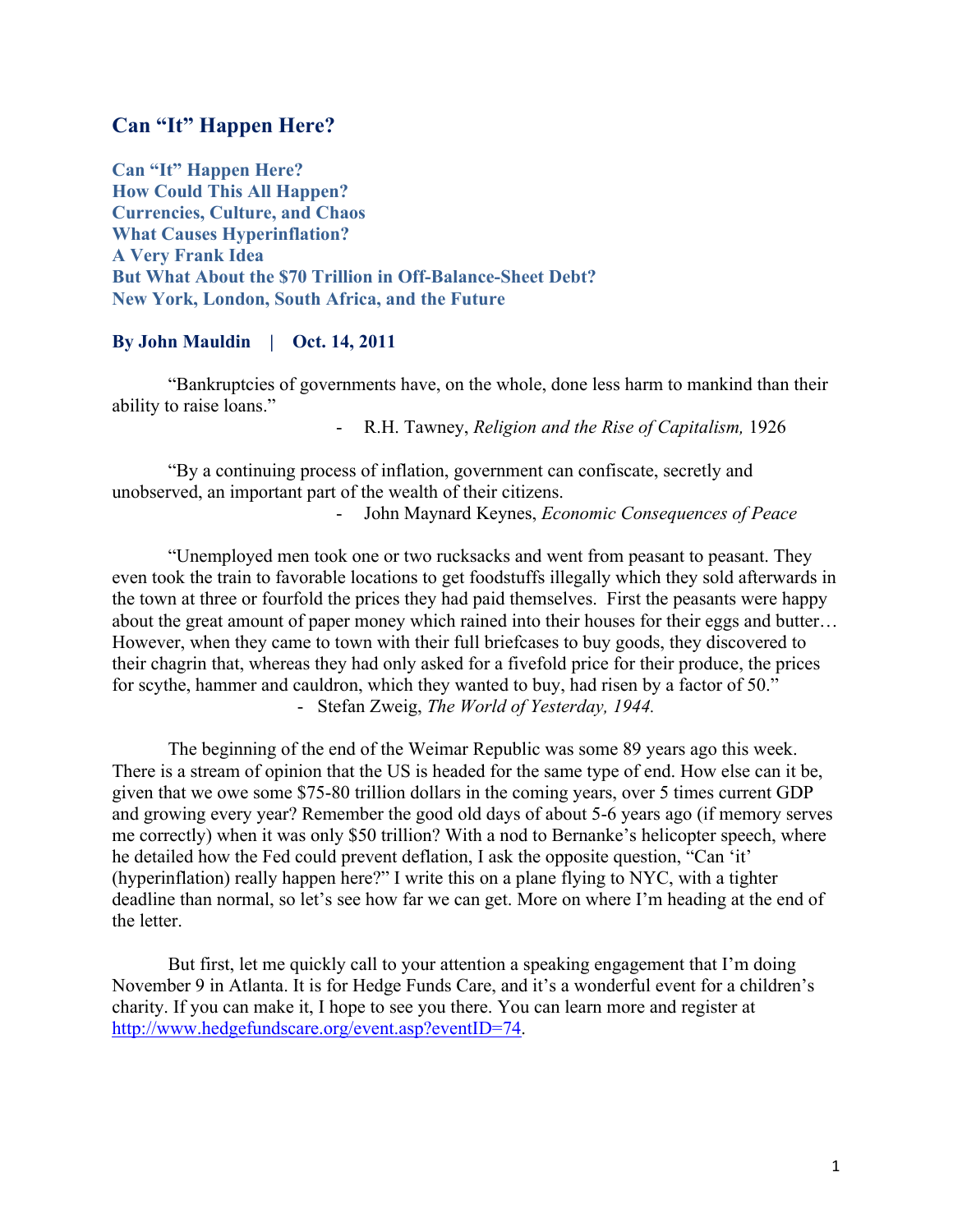# Can "It" Happen Here?

**Can "It" Happen Here?**
**How Could This All Happen?**
**Currencies, Culture, and Chaos**
**What Causes Hyperinflation?**
**A Very Frank Idea**
**But What About the $70 Trillion in Off-Balance-Sheet Debt?**
**New York, London, South Africa, and the Future**

**By John Mauldin | Oct. 14, 2011**

"Bankruptcies of governments have, on the whole, done less harm to mankind than their ability to raise loans."

- R.H. Tawney, *Religion and the Rise of Capitalism,* 1926

"By a continuing process of inflation, government can confiscate, secretly and unobserved, an important part of the wealth of their citizens.

- John Maynard Keynes, *Economic Consequences of Peace*

"Unemployed men took one or two rucksacks and went from peasant to peasant. They even took the train to favorable locations to get foodstuffs illegally which they sold afterwards in the town at three or fourfold the prices they had paid themselves. First the peasants were happy about the great amount of paper money which rained into their houses for their eggs and butter… However, when they came to town with their full briefcases to buy goods, they discovered to their chagrin that, whereas they had only asked for a fivefold price for their produce, the prices for scythe, hammer and cauldron, which they wanted to buy, had risen by a factor of 50."

- Stefan Zweig, *The World of Yesterday, 1944.*

The beginning of the end of the Weimar Republic was some 89 years ago this week. There is a stream of opinion that the US is headed for the same type of end. How else can it be, given that we owe some $75-80 trillion dollars in the coming years, over 5 times current GDP and growing every year? Remember the good old days of about 5-6 years ago (if memory serves me correctly) when it was only $50 trillion? With a nod to Bernanke's helicopter speech, where he detailed how the Fed could prevent deflation, I ask the opposite question, "Can 'it' (hyperinflation) really happen here?" I write this on a plane flying to NYC, with a tighter deadline than normal, so let's see how far we can get. More on where I'm heading at the end of the letter.

But first, let me quickly call to your attention a speaking engagement that I'm doing November 9 in Atlanta. It is for Hedge Funds Care, and it's a wonderful event for a children's charity. If you can make it, I hope to see you there. You can learn more and register at http://www.hedgefundscare.org/event.asp?eventID=74.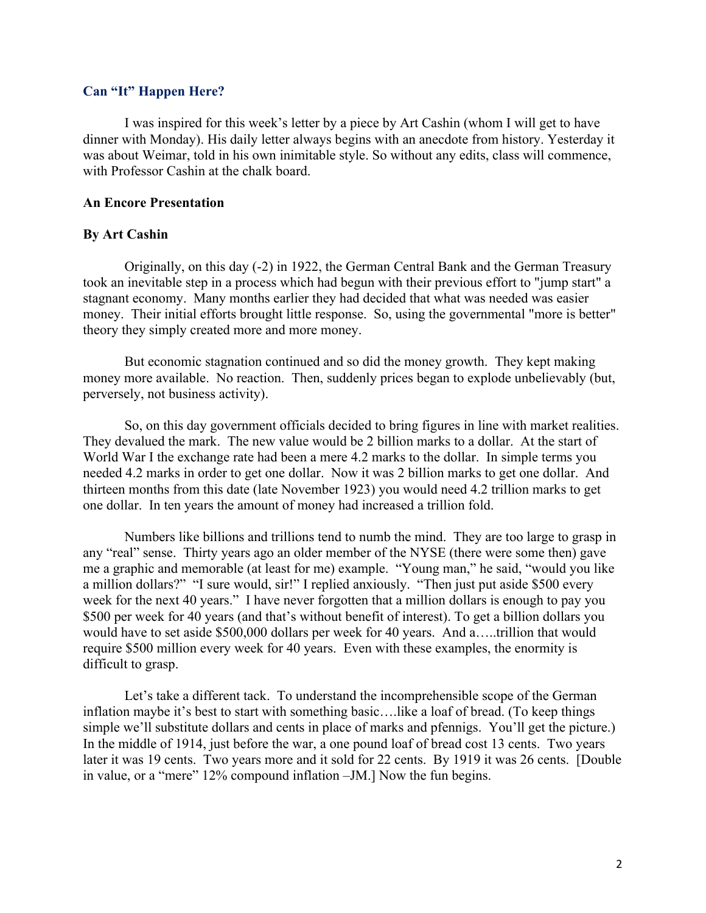### Can "It" Happen Here?

I was inspired for this week's letter by a piece by Art Cashin (whom I will get to have dinner with Monday). His daily letter always begins with an anecdote from history. Yesterday it was about Weimar, told in his own inimitable style. So without any edits, class will commence, with Professor Cashin at the chalk board.

**An Encore Presentation**

**By Art Cashin**

Originally, on this day (-2) in 1922, the German Central Bank and the German Treasury took an inevitable step in a process which had begun with their previous effort to "jump start" a stagnant economy. Many months earlier they had decided that what was needed was easier money. Their initial efforts brought little response. So, using the governmental "more is better" theory they simply created more and more money.

But economic stagnation continued and so did the money growth. They kept making money more available. No reaction. Then, suddenly prices began to explode unbelievably (but, perversely, not business activity).

So, on this day government officials decided to bring figures in line with market realities. They devalued the mark. The new value would be 2 billion marks to a dollar. At the start of World War I the exchange rate had been a mere 4.2 marks to the dollar. In simple terms you needed 4.2 marks in order to get one dollar. Now it was 2 billion marks to get one dollar. And thirteen months from this date (late November 1923) you would need 4.2 trillion marks to get one dollar. In ten years the amount of money had increased a trillion fold.

Numbers like billions and trillions tend to numb the mind. They are too large to grasp in any "real" sense. Thirty years ago an older member of the NYSE (there were some then) gave me a graphic and memorable (at least for me) example. "Young man," he said, "would you like a million dollars?" "I sure would, sir!" I replied anxiously. "Then just put aside $500 every week for the next 40 years." I have never forgotten that a million dollars is enough to pay you $500 per week for 40 years (and that's without benefit of interest). To get a billion dollars you would have to set aside $500,000 dollars per week for 40 years. And a…..trillion that would require $500 million every week for 40 years. Even with these examples, the enormity is difficult to grasp.

Let's take a different tack. To understand the incomprehensible scope of the German inflation maybe it's best to start with something basic….like a loaf of bread. (To keep things simple we'll substitute dollars and cents in place of marks and pfennigs. You'll get the picture.) In the middle of 1914, just before the war, a one pound loaf of bread cost 13 cents. Two years later it was 19 cents. Two years more and it sold for 22 cents. By 1919 it was 26 cents. [Double in value, or a "mere" 12% compound inflation –JM.] Now the fun begins.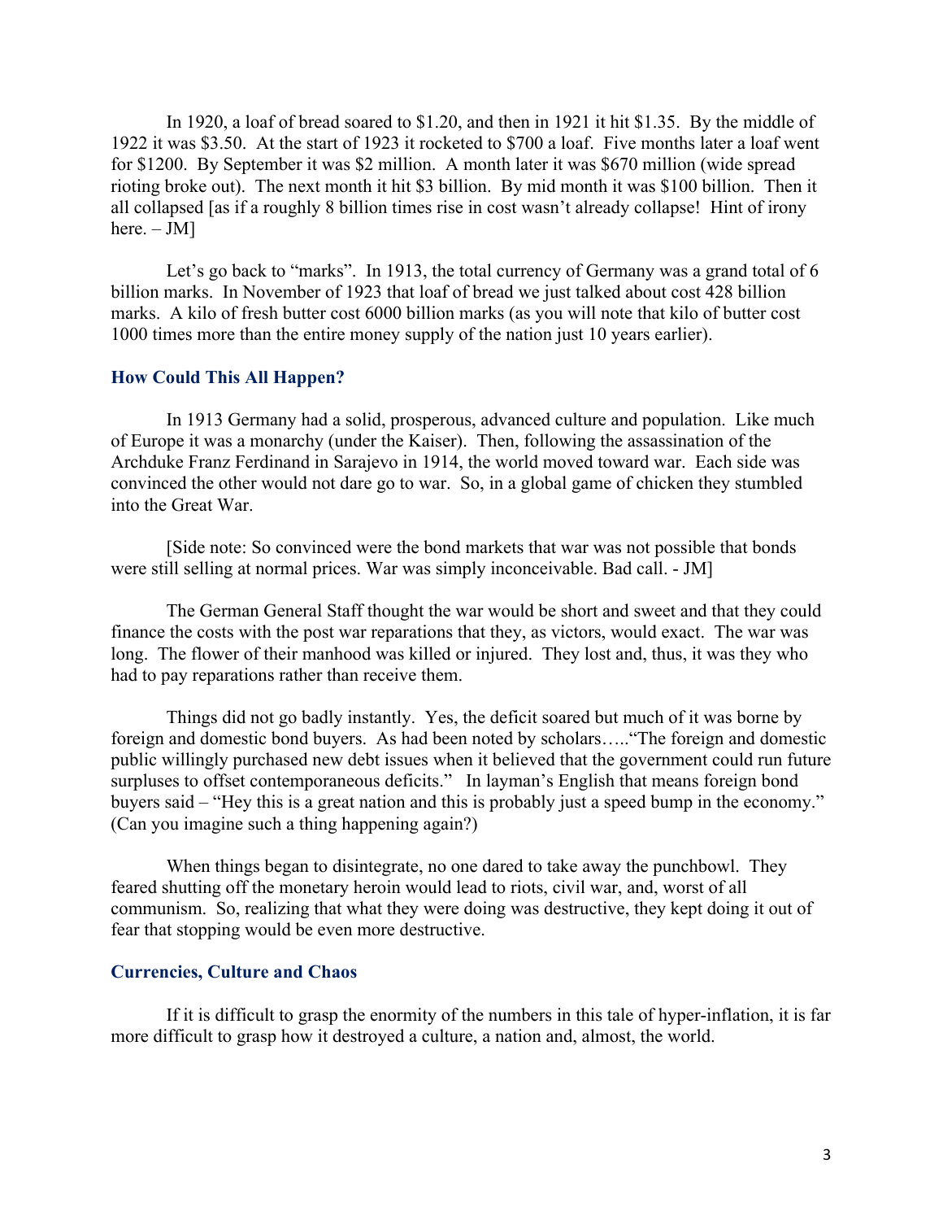In 1920, a loaf of bread soared to $1.20, and then in 1921 it hit $1.35. By the middle of 1922 it was $3.50. At the start of 1923 it rocketed to $700 a loaf. Five months later a loaf went for $1200. By September it was $2 million. A month later it was $670 million (wide spread rioting broke out). The next month it hit $3 billion. By mid month it was $100 billion. Then it all collapsed [as if a roughly 8 billion times rise in cost wasn't already collapse! Hint of irony here. – JM]

Let's go back to "marks". In 1913, the total currency of Germany was a grand total of 6 billion marks. In November of 1923 that loaf of bread we just talked about cost 428 billion marks. A kilo of fresh butter cost 6000 billion marks (as you will note that kilo of butter cost 1000 times more than the entire money supply of the nation just 10 years earlier).

### How Could This All Happen?

In 1913 Germany had a solid, prosperous, advanced culture and population. Like much of Europe it was a monarchy (under the Kaiser). Then, following the assassination of the Archduke Franz Ferdinand in Sarajevo in 1914, the world moved toward war. Each side was convinced the other would not dare go to war. So, in a global game of chicken they stumbled into the Great War.

[Side note: So convinced were the bond markets that war was not possible that bonds were still selling at normal prices. War was simply inconceivable. Bad call. - JM]

The German General Staff thought the war would be short and sweet and that they could finance the costs with the post war reparations that they, as victors, would exact. The war was long. The flower of their manhood was killed or injured. They lost and, thus, it was they who had to pay reparations rather than receive them.

Things did not go badly instantly. Yes, the deficit soared but much of it was borne by foreign and domestic bond buyers. As had been noted by scholars….."The foreign and domestic public willingly purchased new debt issues when it believed that the government could run future surpluses to offset contemporaneous deficits." In layman's English that means foreign bond buyers said – "Hey this is a great nation and this is probably just a speed bump in the economy." (Can you imagine such a thing happening again?)

When things began to disintegrate, no one dared to take away the punchbowl. They feared shutting off the monetary heroin would lead to riots, civil war, and, worst of all communism. So, realizing that what they were doing was destructive, they kept doing it out of fear that stopping would be even more destructive.

### Currencies, Culture and Chaos

If it is difficult to grasp the enormity of the numbers in this tale of hyper-inflation, it is far more difficult to grasp how it destroyed a culture, a nation and, almost, the world.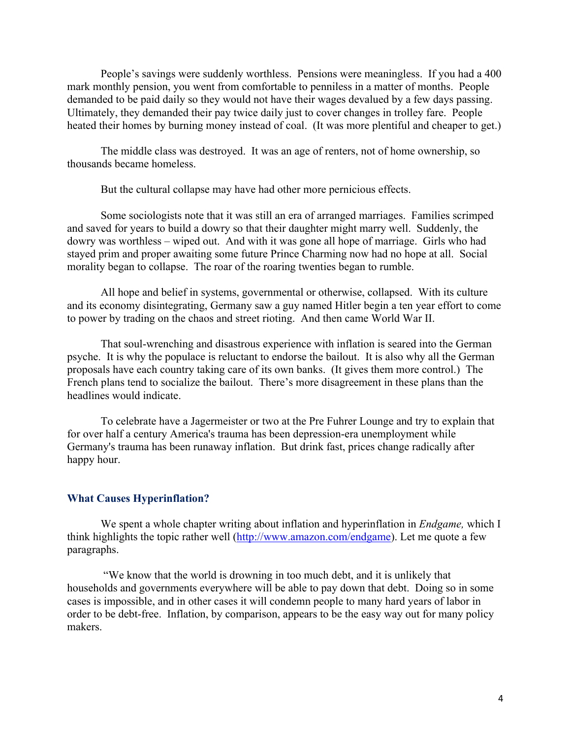People's savings were suddenly worthless. Pensions were meaningless. If you had a 400 mark monthly pension, you went from comfortable to penniless in a matter of months. People demanded to be paid daily so they would not have their wages devalued by a few days passing. Ultimately, they demanded their pay twice daily just to cover changes in trolley fare. People heated their homes by burning money instead of coal. (It was more plentiful and cheaper to get.)

The middle class was destroyed. It was an age of renters, not of home ownership, so thousands became homeless.

But the cultural collapse may have had other more pernicious effects.

Some sociologists note that it was still an era of arranged marriages. Families scrimped and saved for years to build a dowry so that their daughter might marry well. Suddenly, the dowry was worthless – wiped out. And with it was gone all hope of marriage. Girls who had stayed prim and proper awaiting some future Prince Charming now had no hope at all. Social morality began to collapse. The roar of the roaring twenties began to rumble.

All hope and belief in systems, governmental or otherwise, collapsed. With its culture and its economy disintegrating, Germany saw a guy named Hitler begin a ten year effort to come to power by trading on the chaos and street rioting. And then came World War II.

That soul-wrenching and disastrous experience with inflation is seared into the German psyche. It is why the populace is reluctant to endorse the bailout. It is also why all the German proposals have each country taking care of its own banks. (It gives them more control.) The French plans tend to socialize the bailout. There's more disagreement in these plans than the headlines would indicate.

To celebrate have a Jagermeister or two at the Pre Fuhrer Lounge and try to explain that for over half a century America's trauma has been depression-era unemployment while Germany's trauma has been runaway inflation. But drink fast, prices change radically after happy hour.

### What Causes Hyperinflation?

We spent a whole chapter writing about inflation and hyperinflation in *Endgame,* which I think highlights the topic rather well (http://www.amazon.com/endgame). Let me quote a few paragraphs.

"We know that the world is drowning in too much debt, and it is unlikely that households and governments everywhere will be able to pay down that debt. Doing so in some cases is impossible, and in other cases it will condemn people to many hard years of labor in order to be debt-free. Inflation, by comparison, appears to be the easy way out for many policy makers.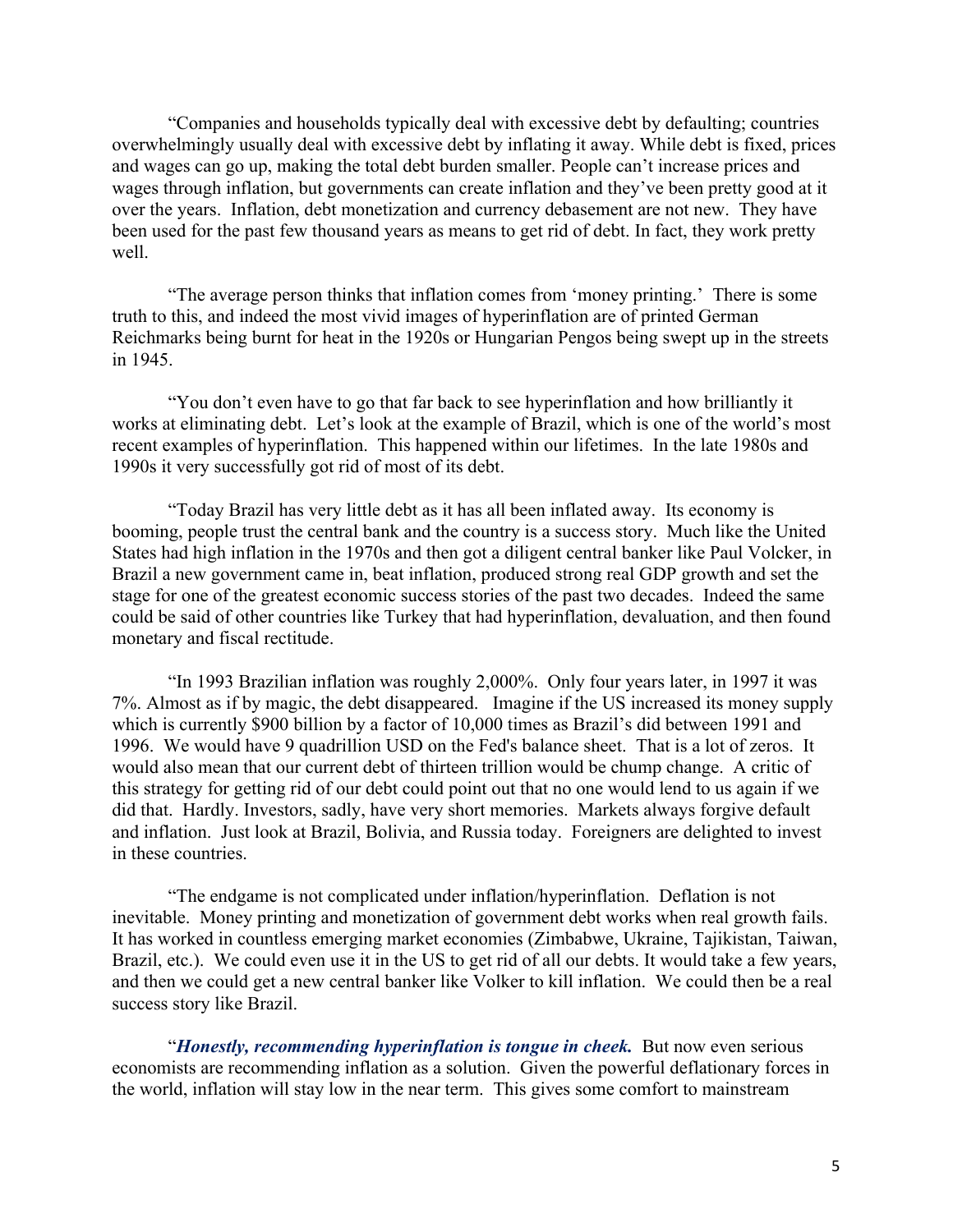"Companies and households typically deal with excessive debt by defaulting; countries overwhelmingly usually deal with excessive debt by inflating it away. While debt is fixed, prices and wages can go up, making the total debt burden smaller. People can't increase prices and wages through inflation, but governments can create inflation and they've been pretty good at it over the years. Inflation, debt monetization and currency debasement are not new. They have been used for the past few thousand years as means to get rid of debt. In fact, they work pretty well.

"The average person thinks that inflation comes from 'money printing.' There is some truth to this, and indeed the most vivid images of hyperinflation are of printed German Reichmarks being burnt for heat in the 1920s or Hungarian Pengos being swept up in the streets in 1945.

"You don't even have to go that far back to see hyperinflation and how brilliantly it works at eliminating debt. Let's look at the example of Brazil, which is one of the world's most recent examples of hyperinflation. This happened within our lifetimes. In the late 1980s and 1990s it very successfully got rid of most of its debt.

"Today Brazil has very little debt as it has all been inflated away. Its economy is booming, people trust the central bank and the country is a success story. Much like the United States had high inflation in the 1970s and then got a diligent central banker like Paul Volcker, in Brazil a new government came in, beat inflation, produced strong real GDP growth and set the stage for one of the greatest economic success stories of the past two decades. Indeed the same could be said of other countries like Turkey that had hyperinflation, devaluation, and then found monetary and fiscal rectitude.

"In 1993 Brazilian inflation was roughly 2,000%. Only four years later, in 1997 it was 7%. Almost as if by magic, the debt disappeared. Imagine if the US increased its money supply which is currently $900 billion by a factor of 10,000 times as Brazil's did between 1991 and 1996. We would have 9 quadrillion USD on the Fed's balance sheet. That is a lot of zeros. It would also mean that our current debt of thirteen trillion would be chump change. A critic of this strategy for getting rid of our debt could point out that no one would lend to us again if we did that. Hardly. Investors, sadly, have very short memories. Markets always forgive default and inflation. Just look at Brazil, Bolivia, and Russia today. Foreigners are delighted to invest in these countries.

"The endgame is not complicated under inflation/hyperinflation. Deflation is not inevitable. Money printing and monetization of government debt works when real growth fails. It has worked in countless emerging market economies (Zimbabwe, Ukraine, Tajikistan, Taiwan, Brazil, etc.). We could even use it in the US to get rid of all our debts. It would take a few years, and then we could get a new central banker like Volker to kill inflation. We could then be a real success story like Brazil.

"***Honestly, recommending hyperinflation is tongue in cheek.*** But now even serious economists are recommending inflation as a solution. Given the powerful deflationary forces in the world, inflation will stay low in the near term. This gives some comfort to mainstream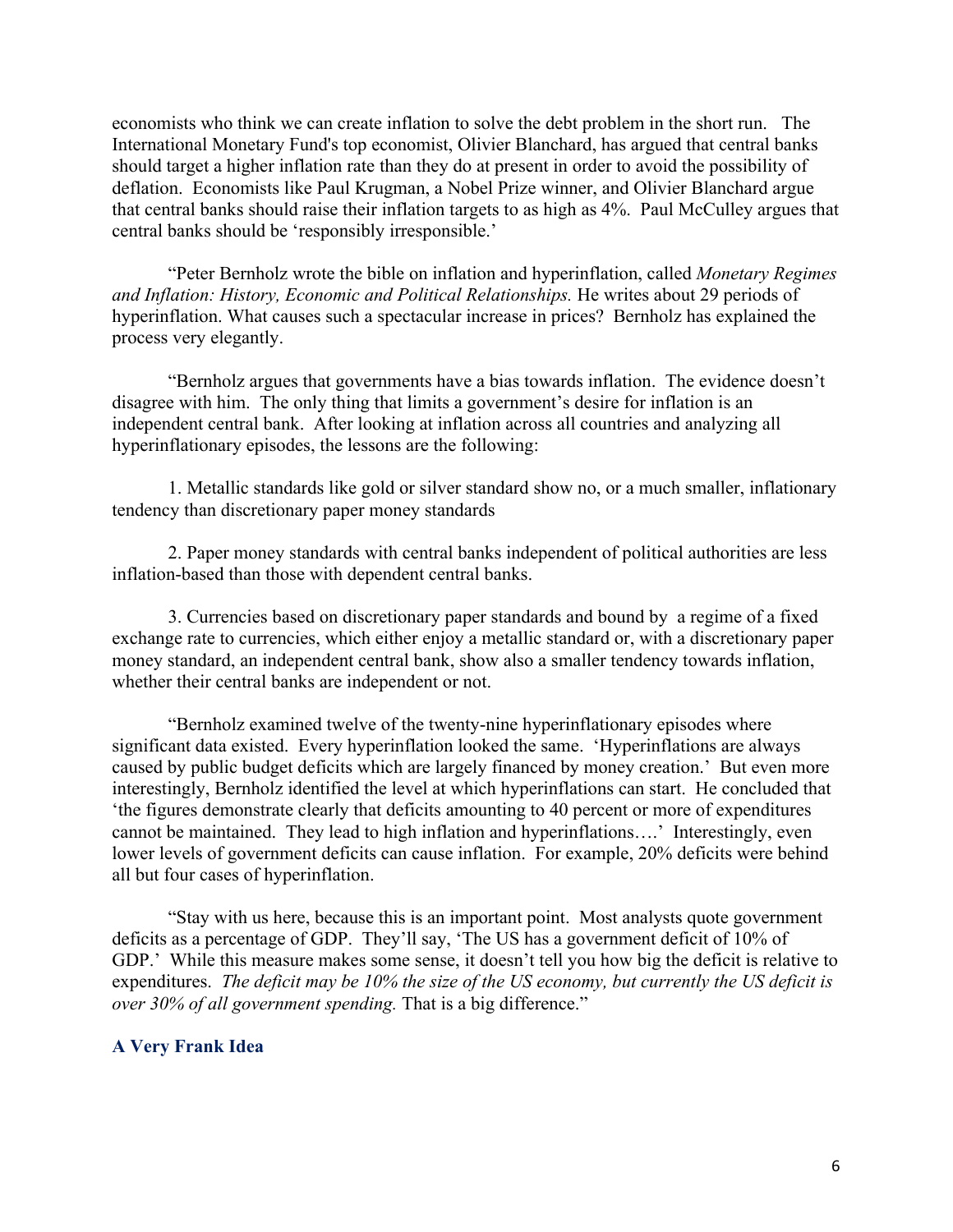economists who think we can create inflation to solve the debt problem in the short run. The International Monetary Fund's top economist, Olivier Blanchard, has argued that central banks should target a higher inflation rate than they do at present in order to avoid the possibility of deflation. Economists like Paul Krugman, a Nobel Prize winner, and Olivier Blanchard argue that central banks should raise their inflation targets to as high as 4%. Paul McCulley argues that central banks should be 'responsibly irresponsible.'

"Peter Bernholz wrote the bible on inflation and hyperinflation, called *Monetary Regimes and Inflation: History, Economic and Political Relationships.* He writes about 29 periods of hyperinflation. What causes such a spectacular increase in prices? Bernholz has explained the process very elegantly.

"Bernholz argues that governments have a bias towards inflation. The evidence doesn't disagree with him. The only thing that limits a government's desire for inflation is an independent central bank. After looking at inflation across all countries and analyzing all hyperinflationary episodes, the lessons are the following:

1. Metallic standards like gold or silver standard show no, or a much smaller, inflationary tendency than discretionary paper money standards

2. Paper money standards with central banks independent of political authorities are less inflation-based than those with dependent central banks.

3. Currencies based on discretionary paper standards and bound by a regime of a fixed exchange rate to currencies, which either enjoy a metallic standard or, with a discretionary paper money standard, an independent central bank, show also a smaller tendency towards inflation, whether their central banks are independent or not.

"Bernholz examined twelve of the twenty-nine hyperinflationary episodes where significant data existed. Every hyperinflation looked the same. 'Hyperinflations are always caused by public budget deficits which are largely financed by money creation.' But even more interestingly, Bernholz identified the level at which hyperinflations can start. He concluded that 'the figures demonstrate clearly that deficits amounting to 40 percent or more of expenditures cannot be maintained. They lead to high inflation and hyperinflations….' Interestingly, even lower levels of government deficits can cause inflation. For example, 20% deficits were behind all but four cases of hyperinflation.

"Stay with us here, because this is an important point. Most analysts quote government deficits as a percentage of GDP. They'll say, 'The US has a government deficit of 10% of GDP.' While this measure makes some sense, it doesn't tell you how big the deficit is relative to expenditures. *The deficit may be 10% the size of the US economy, but currently the US deficit is over 30% of all government spending.* That is a big difference."

### A Very Frank Idea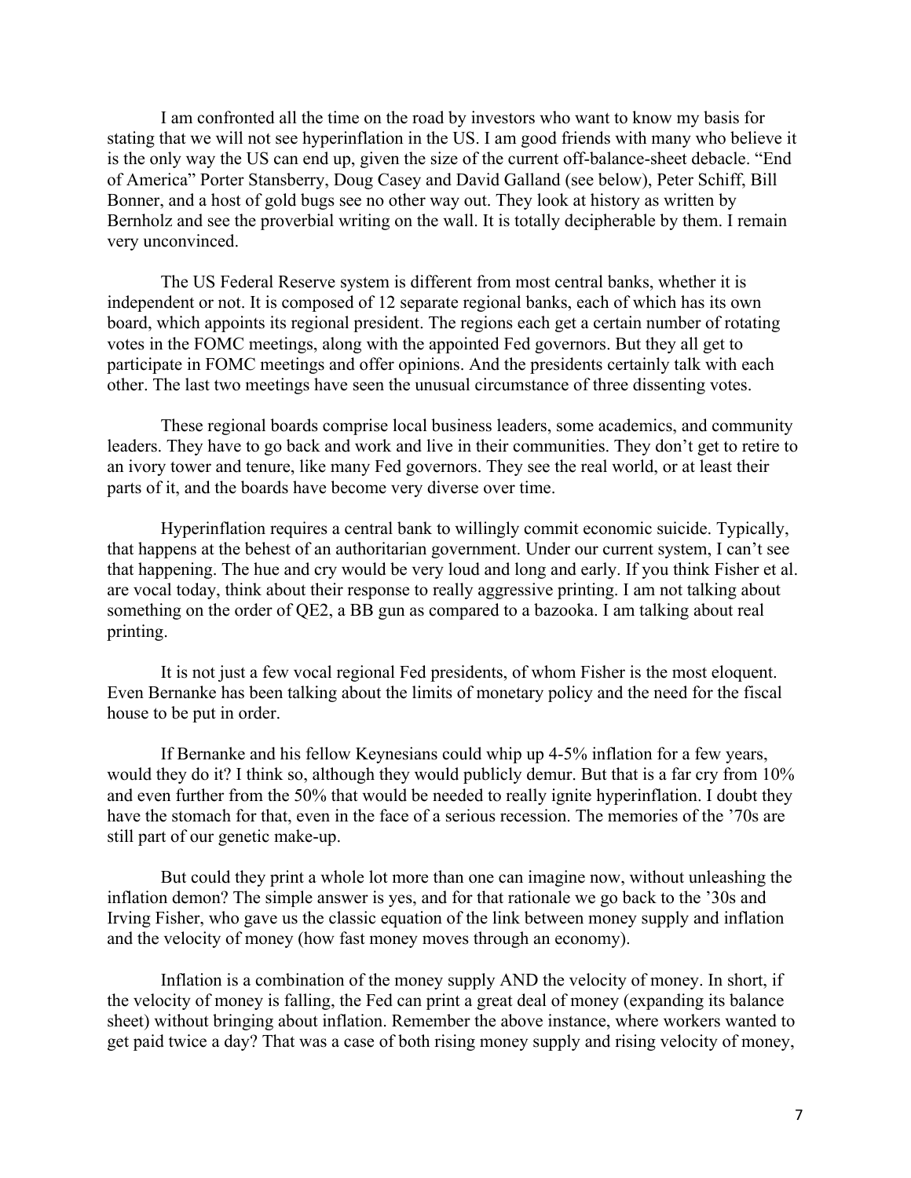I am confronted all the time on the road by investors who want to know my basis for stating that we will not see hyperinflation in the US. I am good friends with many who believe it is the only way the US can end up, given the size of the current off-balance-sheet debacle. "End of America" Porter Stansberry, Doug Casey and David Galland (see below), Peter Schiff, Bill Bonner, and a host of gold bugs see no other way out. They look at history as written by Bernholz and see the proverbial writing on the wall. It is totally decipherable by them. I remain very unconvinced.

The US Federal Reserve system is different from most central banks, whether it is independent or not. It is composed of 12 separate regional banks, each of which has its own board, which appoints its regional president. The regions each get a certain number of rotating votes in the FOMC meetings, along with the appointed Fed governors. But they all get to participate in FOMC meetings and offer opinions. And the presidents certainly talk with each other. The last two meetings have seen the unusual circumstance of three dissenting votes.

These regional boards comprise local business leaders, some academics, and community leaders. They have to go back and work and live in their communities. They don't get to retire to an ivory tower and tenure, like many Fed governors. They see the real world, or at least their parts of it, and the boards have become very diverse over time.

Hyperinflation requires a central bank to willingly commit economic suicide. Typically, that happens at the behest of an authoritarian government. Under our current system, I can't see that happening. The hue and cry would be very loud and long and early. If you think Fisher et al. are vocal today, think about their response to really aggressive printing. I am not talking about something on the order of QE2, a BB gun as compared to a bazooka. I am talking about real printing.

It is not just a few vocal regional Fed presidents, of whom Fisher is the most eloquent. Even Bernanke has been talking about the limits of monetary policy and the need for the fiscal house to be put in order.

If Bernanke and his fellow Keynesians could whip up 4-5% inflation for a few years, would they do it? I think so, although they would publicly demur. But that is a far cry from 10% and even further from the 50% that would be needed to really ignite hyperinflation. I doubt they have the stomach for that, even in the face of a serious recession. The memories of the '70s are still part of our genetic make-up.

But could they print a whole lot more than one can imagine now, without unleashing the inflation demon? The simple answer is yes, and for that rationale we go back to the '30s and Irving Fisher, who gave us the classic equation of the link between money supply and inflation and the velocity of money (how fast money moves through an economy).

Inflation is a combination of the money supply AND the velocity of money. In short, if the velocity of money is falling, the Fed can print a great deal of money (expanding its balance sheet) without bringing about inflation. Remember the above instance, where workers wanted to get paid twice a day? That was a case of both rising money supply and rising velocity of money,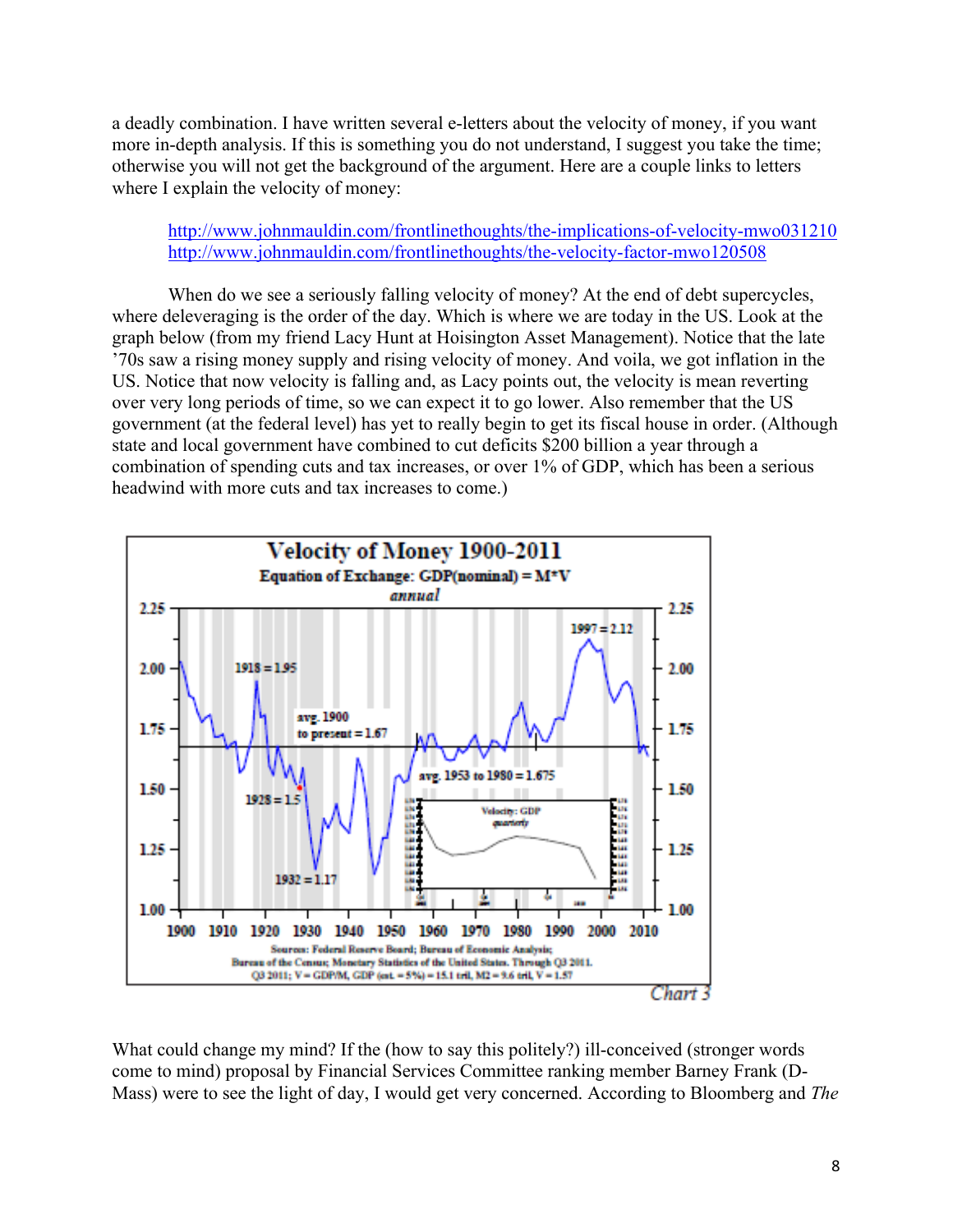a deadly combination. I have written several e-letters about the velocity of money, if you want more in-depth analysis. If this is something you do not understand, I suggest you take the time; otherwise you will not get the background of the argument. Here are a couple links to letters where I explain the velocity of money:

> http://www.johnmauldin.com/frontlinethoughts/the-implications-of-velocity-mwo031210
> http://www.johnmauldin.com/frontlinethoughts/the-velocity-factor-mwo120508

When do we see a seriously falling velocity of money? At the end of debt supercycles, where deleveraging is the order of the day. Which is where we are today in the US. Look at the graph below (from my friend Lacy Hunt at Hoisington Asset Management). Notice that the late '70s saw a rising money supply and rising velocity of money. And voila, we got inflation in the US. Notice that now velocity is falling and, as Lacy points out, the velocity is mean reverting over very long periods of time, so we can expect it to go lower. Also remember that the US government (at the federal level) has yet to really begin to get its fiscal house in order. (Although state and local government have combined to cut deficits $200 billion a year through a combination of spending cuts and tax increases, or over 1% of GDP, which has been a serious headwind with more cuts and tax increases to come.)

**Velocity of Money 1900-2011**

Equation of Exchange: GDP(nominal) = M*V

*annual*

Sources: Federal Reserve Board; Bureau of Economic Analysis; Bureau of the Census; Monetary Statistics of the United States. Through Q3 2011.
Q3 2011; V = GDP/M, GDP (est. = 5%) = 15.1 tril, M2 = 9.6 tril, V = 1.57

Chart 3

What could change my mind? If the (how to say this politely?) ill-conceived (stronger words come to mind) proposal by Financial Services Committee ranking member Barney Frank (D-Mass) were to see the light of day, I would get very concerned. According to Bloomberg and *The*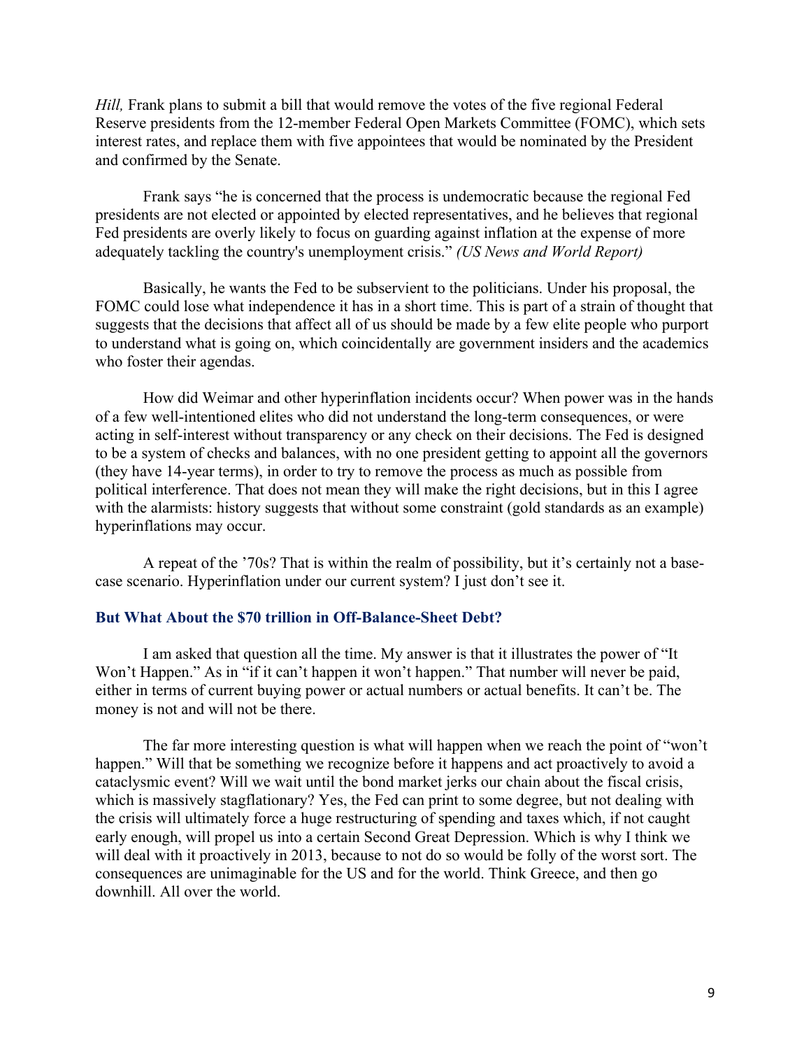*Hill,* Frank plans to submit a bill that would remove the votes of the five regional Federal Reserve presidents from the 12-member Federal Open Markets Committee (FOMC), which sets interest rates, and replace them with five appointees that would be nominated by the President and confirmed by the Senate.

Frank says "he is concerned that the process is undemocratic because the regional Fed presidents are not elected or appointed by elected representatives, and he believes that regional Fed presidents are overly likely to focus on guarding against inflation at the expense of more adequately tackling the country's unemployment crisis." *(US News and World Report)*

Basically, he wants the Fed to be subservient to the politicians. Under his proposal, the FOMC could lose what independence it has in a short time. This is part of a strain of thought that suggests that the decisions that affect all of us should be made by a few elite people who purport to understand what is going on, which coincidentally are government insiders and the academics who foster their agendas.

How did Weimar and other hyperinflation incidents occur? When power was in the hands of a few well-intentioned elites who did not understand the long-term consequences, or were acting in self-interest without transparency or any check on their decisions. The Fed is designed to be a system of checks and balances, with no one president getting to appoint all the governors (they have 14-year terms), in order to try to remove the process as much as possible from political interference. That does not mean they will make the right decisions, but in this I agree with the alarmists: history suggests that without some constraint (gold standards as an example) hyperinflations may occur.

A repeat of the '70s? That is within the realm of possibility, but it's certainly not a base-case scenario. Hyperinflation under our current system? I just don't see it.

### But What About the $70 trillion in Off-Balance-Sheet Debt?

I am asked that question all the time. My answer is that it illustrates the power of "It Won't Happen." As in "if it can't happen it won't happen." That number will never be paid, either in terms of current buying power or actual numbers or actual benefits. It can't be. The money is not and will not be there.

The far more interesting question is what will happen when we reach the point of "won't happen." Will that be something we recognize before it happens and act proactively to avoid a cataclysmic event? Will we wait until the bond market jerks our chain about the fiscal crisis, which is massively stagflationary? Yes, the Fed can print to some degree, but not dealing with the crisis will ultimately force a huge restructuring of spending and taxes which, if not caught early enough, will propel us into a certain Second Great Depression. Which is why I think we will deal with it proactively in 2013, because to not do so would be folly of the worst sort. The consequences are unimaginable for the US and for the world. Think Greece, and then go downhill. All over the world.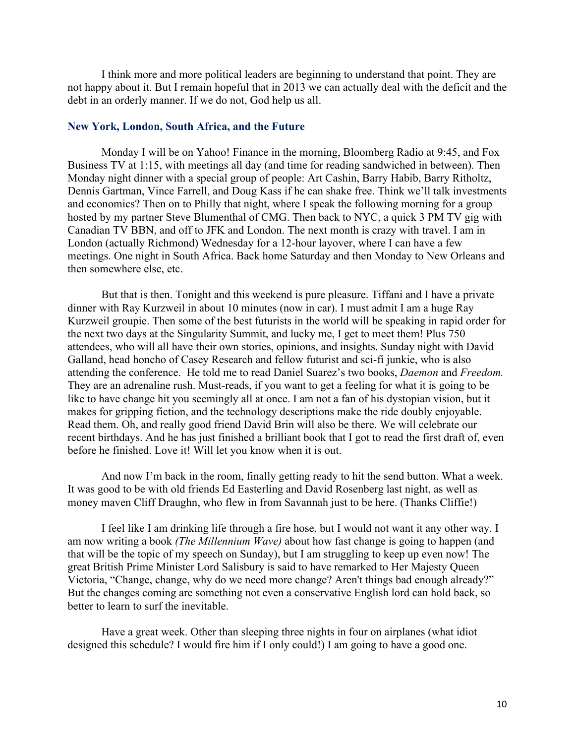I think more and more political leaders are beginning to understand that point. They are not happy about it. But I remain hopeful that in 2013 we can actually deal with the deficit and the debt in an orderly manner. If we do not, God help us all.

## New York, London, South Africa, and the Future

Monday I will be on Yahoo! Finance in the morning, Bloomberg Radio at 9:45, and Fox Business TV at 1:15, with meetings all day (and time for reading sandwiched in between). Then Monday night dinner with a special group of people: Art Cashin, Barry Habib, Barry Ritholtz, Dennis Gartman, Vince Farrell, and Doug Kass if he can shake free. Think we'll talk investments and economics? Then on to Philly that night, where I speak the following morning for a group hosted by my partner Steve Blumenthal of CMG. Then back to NYC, a quick 3 PM TV gig with Canadian TV BBN, and off to JFK and London. The next month is crazy with travel. I am in London (actually Richmond) Wednesday for a 12-hour layover, where I can have a few meetings. One night in South Africa. Back home Saturday and then Monday to New Orleans and then somewhere else, etc.

But that is then. Tonight and this weekend is pure pleasure. Tiffani and I have a private dinner with Ray Kurzweil in about 10 minutes (now in car). I must admit I am a huge Ray Kurzweil groupie. Then some of the best futurists in the world will be speaking in rapid order for the next two days at the Singularity Summit, and lucky me, I get to meet them! Plus 750 attendees, who will all have their own stories, opinions, and insights. Sunday night with David Galland, head honcho of Casey Research and fellow futurist and sci-fi junkie, who is also attending the conference. He told me to read Daniel Suarez's two books, *Daemon* and *Freedom.* They are an adrenaline rush. Must-reads, if you want to get a feeling for what it is going to be like to have change hit you seemingly all at once. I am not a fan of his dystopian vision, but it makes for gripping fiction, and the technology descriptions make the ride doubly enjoyable. Read them. Oh, and really good friend David Brin will also be there. We will celebrate our recent birthdays. And he has just finished a brilliant book that I got to read the first draft of, even before he finished. Love it! Will let you know when it is out.

And now I'm back in the room, finally getting ready to hit the send button. What a week. It was good to be with old friends Ed Easterling and David Rosenberg last night, as well as money maven Cliff Draughn, who flew in from Savannah just to be here. (Thanks Cliffie!)

I feel like I am drinking life through a fire hose, but I would not want it any other way. I am now writing a book *(The Millennium Wave)* about how fast change is going to happen (and that will be the topic of my speech on Sunday), but I am struggling to keep up even now! The great British Prime Minister Lord Salisbury is said to have remarked to Her Majesty Queen Victoria, "Change, change, why do we need more change? Aren't things bad enough already?" But the changes coming are something not even a conservative English lord can hold back, so better to learn to surf the inevitable.

Have a great week. Other than sleeping three nights in four on airplanes (what idiot designed this schedule? I would fire him if I only could!) I am going to have a good one.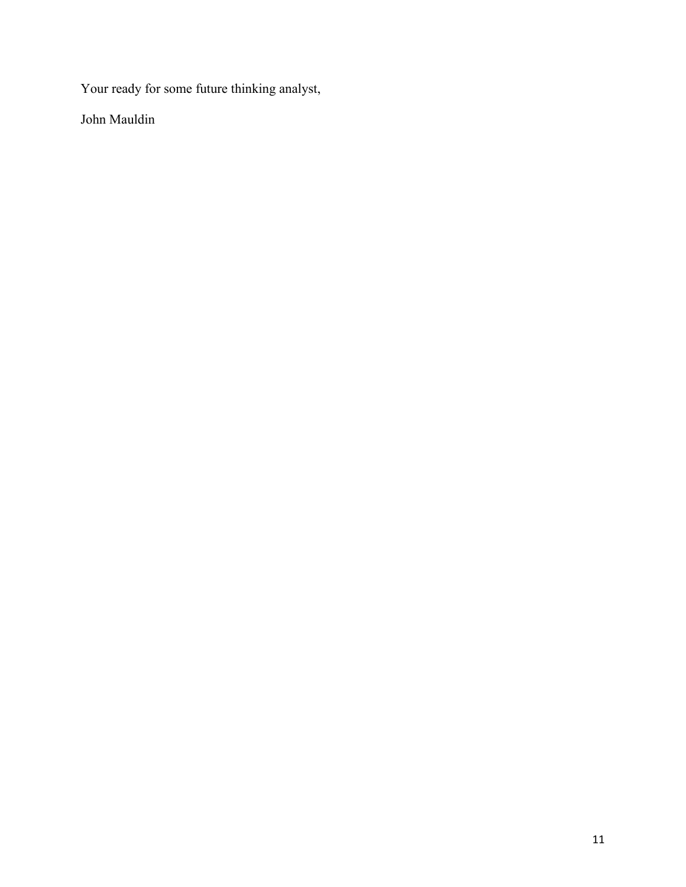Your ready for some future thinking analyst,

John Mauldin